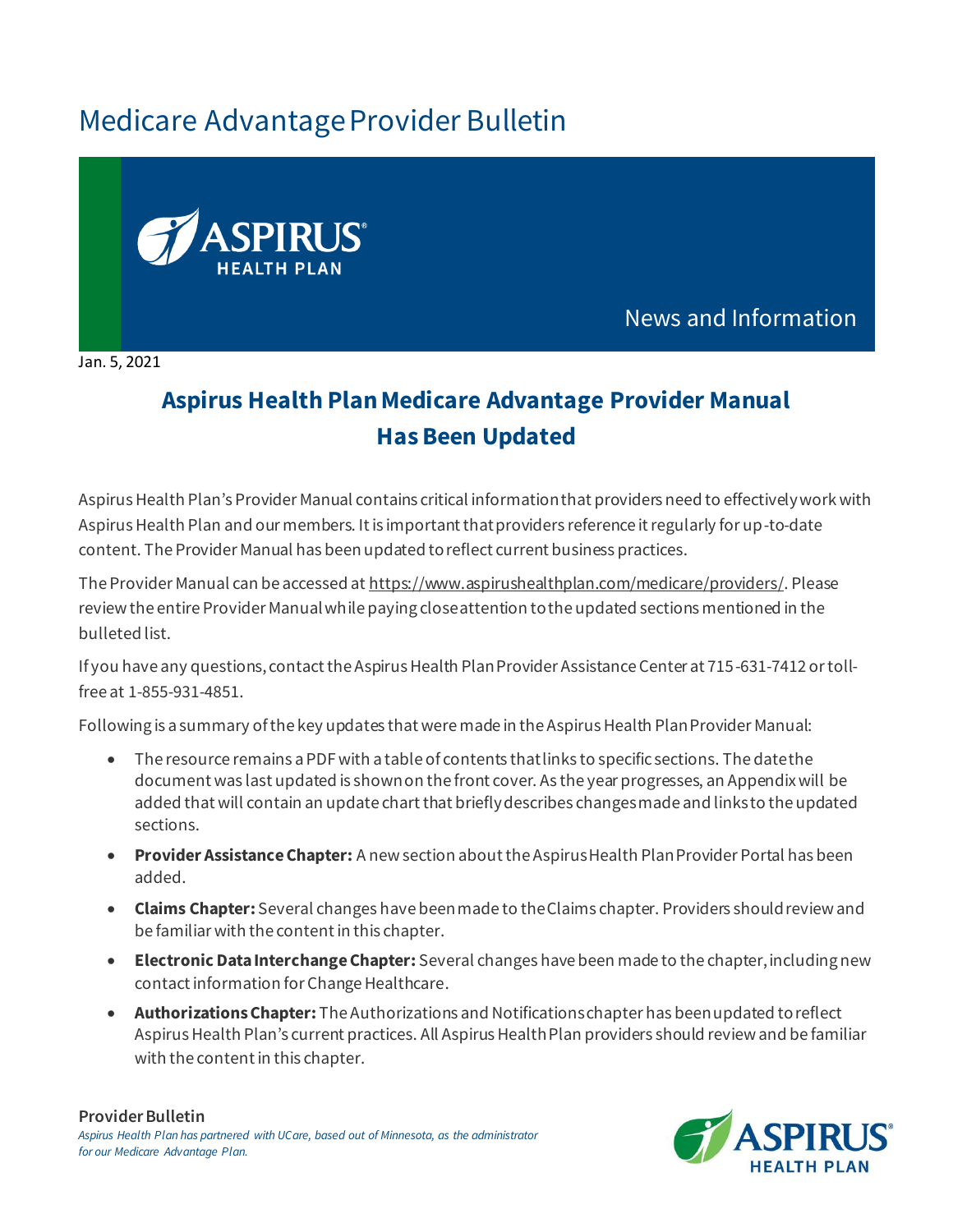# Medicare Advantage Provider Bulletin

News and Information

Jan. 5, 2021

## Aspirus Health Plan Medicare Advantage Provider Manual Has Been Updated

Aspirus Health Plan's Provider Manual contains critical information that providers need to effectively work with Aspirus Health Plan and our members. It is important that providers reference it regularly for up-to-date content. The Provider Manual has been updated to reflect current business practices.

The Provider Manual can be accessed at https://www.aspirushealthplan.com/medicare/providers/. Please review the entire Provider Manual while paying close attention to the updated sections mentioned in the bulleted list.

If you have any questions, contact the Aspirus Health Plan Provider Assistance Center at 715-631-7412 or toll-free at 1-855-931-4851.

Following is a summary of the key updates that were made in the Aspirus Health Plan Provider Manual:

- The resource remains a PDF with a table of contents that links to specific sections. The date the document was last updated is shown on the front cover. As the year progresses, an Appendix will be added that will contain an update chart that briefly describes changes made and links to the updated sections.
- **Provider Assistance Chapter:** A new section about the Aspirus Health Plan Provider Portal has been added.
- **Claims Chapter:** Several changes have been made to the Claims chapter. Providers should review and be familiar with the content in this chapter.
- **Electronic Data Interchange Chapter:** Several changes have been made to the chapter, including new contact information for Change Healthcare.
- **Authorizations Chapter:** The Authorizations and Notifications chapter has been updated to reflect Aspirus Health Plan's current practices. All Aspirus Health Plan providers should review and be familiar with the content in this chapter.

**Provider Bulletin**

*Aspirus Health Plan has partnered with UCare, based out of Minnesota, as the administrator for our Medicare Advantage Plan.*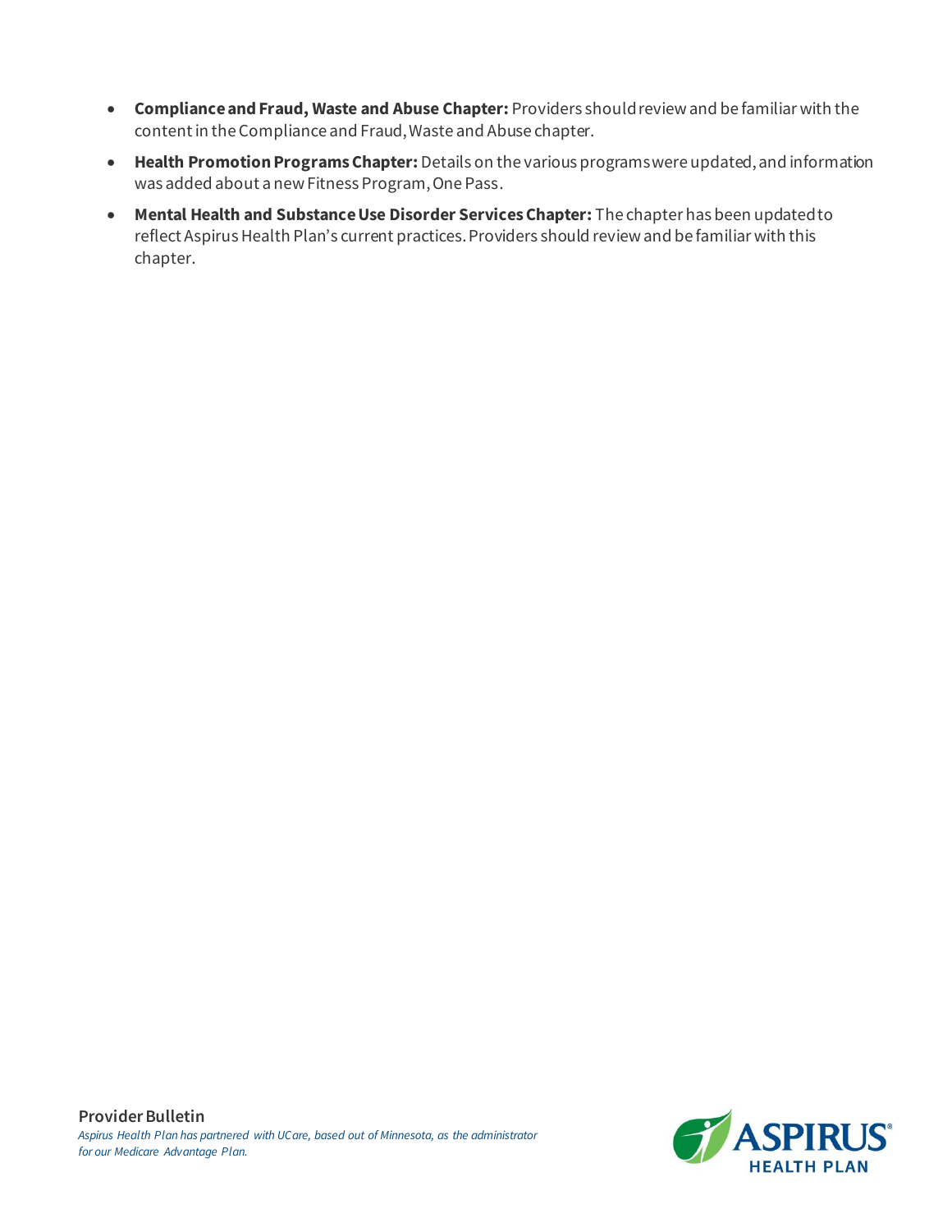- **Compliance and Fraud, Waste and Abuse Chapter:** Providers should review and be familiar with the content in the Compliance and Fraud, Waste and Abuse chapter.
- **Health Promotion Programs Chapter:** Details on the various programs were updated, and information was added about a new Fitness Program, One Pass.
- **Mental Health and Substance Use Disorder Services Chapter:** The chapter has been updated to reflect Aspirus Health Plan's current practices. Providers should review and be familiar with this chapter.